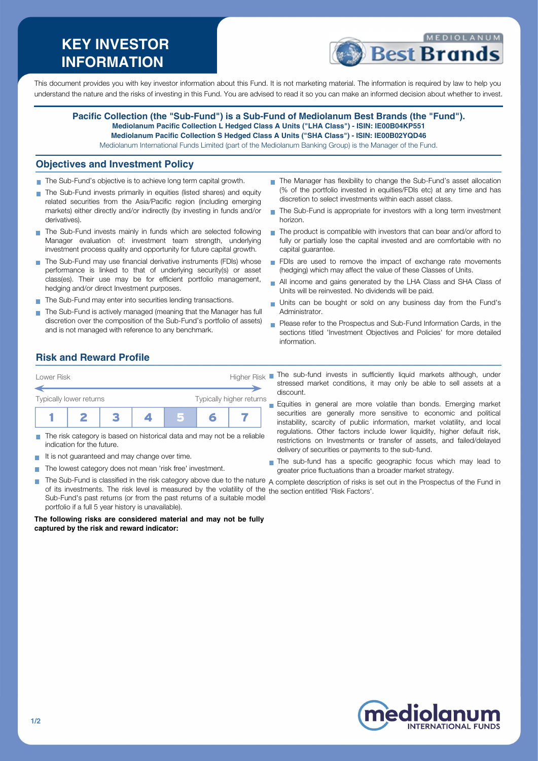# KEY INVESTOR INFORMATION

This document provides you with key investor information about this Fund. It is not marketing material. The information is required by law to help you understand the nature and the risks of investing in this Fund. You are advised to read it so you can make an informed decision about whether to invest.

**Pacific Collection (the "Sub-Fund") is a Sub-Fund of Mediolanum Best Brands (the "Fund").**
**Mediolanum Pacific Collection L Hedged Class A Units ("LHA Class") - ISIN: IE00B04KP551**
**Mediolanum Pacific Collection S Hedged Class A Units ("SHA Class") - ISIN: IE00B02YQD46**
Mediolanum International Funds Limited (part of the Mediolanum Banking Group) is the Manager of the Fund.

## Objectives and Investment Policy

- The Sub-Fund's objective is to achieve long term capital growth.
- The Sub-Fund invests primarily in equities (listed shares) and equity related securities from the Asia/Pacific region (including emerging markets) either directly and/or indirectly (by investing in funds and/or derivatives).
- The Sub-Fund invests mainly in funds which are selected following Manager evaluation of: investment team strength, underlying investment process quality and opportunity for future capital growth.
- The Sub-Fund may use financial derivative instruments (FDIs) whose performance is linked to that of underlying security(s) or asset class(es). Their use may be for efficient portfolio management, hedging and/or direct Investment purposes.
- The Sub-Fund may enter into securities lending transactions.
- The Sub-Fund is actively managed (meaning that the Manager has full discretion over the composition of the Sub-Fund's portfolio of assets) and is not managed with reference to any benchmark.
- The Manager has flexibility to change the Sub-Fund's asset allocation (% of the portfolio invested in equities/FDIs etc) at any time and has discretion to select investments within each asset class.
- The Sub-Fund is appropriate for investors with a long term investment horizon.
- The product is compatible with investors that can bear and/or afford to fully or partially lose the capital invested and are comfortable with no capital guarantee.
- FDIs are used to remove the impact of exchange rate movements (hedging) which may affect the value of these Classes of Units.
- All income and gains generated by the LHA Class and SHA Class of Units will be reinvested. No dividends will be paid.
- Units can be bought or sold on any business day from the Fund's Administrator.
- Please refer to the Prospectus and Sub-Fund Information Cards, in the sections titled 'Investment Objectives and Policies' for more detailed information.

## Risk and Reward Profile

Lower Risk ← → Higher Risk

Typically lower returns — Typically higher returns

| 1 | 2 | 3 | 4 | **5** | 6 | 7 |
|---|---|---|---|---|---|---|

- The risk category is based on historical data and may not be a reliable indication for the future.
- It is not guaranteed and may change over time.
- The lowest category does not mean 'risk free' investment.
- The Sub-Fund is classified in the risk category above due to the nature of its investments. The risk level is measured by the volatility of the Sub-Fund's past returns (or from the past returns of a suitable model portfolio if a full 5 year history is unavailable).

**The following risks are considered material and may not be fully captured by the risk and reward indicator:**

- The sub-fund invests in sufficiently liquid markets although, under stressed market conditions, it may only be able to sell assets at a discount.
- Equities in general are more volatile than bonds. Emerging market securities are generally more sensitive to economic and political instability, scarcity of public information, market volatility, and local regulations. Other factors include lower liquidity, higher default risk, restrictions on Investments or transfer of assets, and failed/delayed delivery of securities or payments to the sub-fund.
- The sub-fund has a specific geographic focus which may lead to greater price fluctuations than a broader market strategy.

A complete description of risks is set out in the Prospectus of the Fund in the section entitled 'Risk Factors'.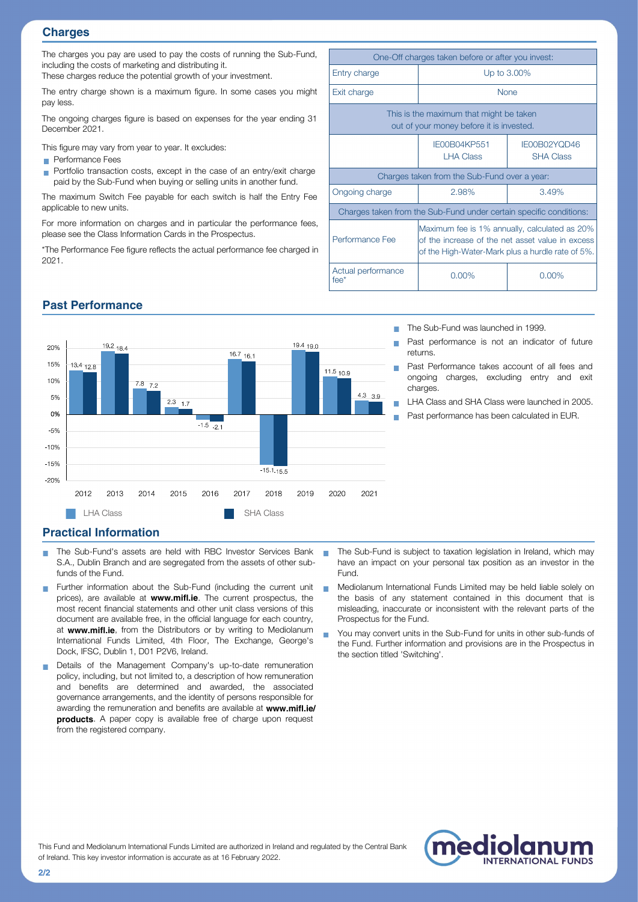## Charges

The charges you pay are used to pay the costs of running the Sub-Fund, including the costs of marketing and distributing it.
These charges reduce the potential growth of your investment.

The entry charge shown is a maximum figure. In some cases you might pay less.

The ongoing charges figure is based on expenses for the year ending 31 December 2021.

This figure may vary from year to year. It excludes:

- Performance Fees
- Portfolio transaction costs, except in the case of an entry/exit charge paid by the Sub-Fund when buying or selling units in another fund.

The maximum Switch Fee payable for each switch is half the Entry Fee applicable to new units.

For more information on charges and in particular the performance fees, please see the Class Information Cards in the Prospectus.

*The Performance Fee figure reflects the actual performance fee charged in 2021.

| One-Off charges taken before or after you invest: | | |
|---|---|---|
| Entry charge | Up to 3.00% | |
| Exit charge | None | |
| This is the maximum that might be taken out of your money before it is invested. | | |
| | IE00B04KP551 LHA Class | IE00B02YQD46 SHA Class |
| Charges taken from the Sub-Fund over a year: | | |
| Ongoing charge | 2.98% | 3.49% |
| Charges taken from the Sub-Fund under certain specific conditions: | | |
| Performance Fee | Maximum fee is 1% annually, calculated as 20% of the increase of the net asset value in excess of the High-Water-Mark plus a hurdle rate of 5%. | |
| Actual performance fee* | 0.00% | 0.00% |

## Past Performance

20%
15%
10%
5%
0%
-5%
-10%
-15%
-20%

13.4 12.8
19.2 18.4
7.8 7.2
2.3 1.7
-1.5 -2.1
16.7 16.1
-15.1 -15.5
19.4 19.0
11.5 10.9
4.3 3.9

2012 2013 2014 2015 2016 2017 2018 2019 2020 2021

LHA Class
SHA Class

- The Sub-Fund was launched in 1999.
- Past performance is not an indicator of future returns.
- Past Performance takes account of all fees and ongoing charges, excluding entry and exit charges.
- LHA Class and SHA Class were launched in 2005.
- Past performance has been calculated in EUR.

## Practical Information

- The Sub-Fund's assets are held with RBC Investor Services Bank S.A., Dublin Branch and are segregated from the assets of other sub-funds of the Fund.
- Further information about the Sub-Fund (including the current unit prices), are available at **www.mifl.ie**. The current prospectus, the most recent financial statements and other unit class versions of this document are available free, in the official language for each country, at **www.mifl.ie**, from the Distributors or by writing to Mediolanum International Funds Limited, 4th Floor, The Exchange, George's Dock, IFSC, Dublin 1, D01 P2V6, Ireland.
- Details of the Management Company's up-to-date remuneration policy, including, but not limited to, a description of how remuneration and benefits are determined and awarded, the associated governance arrangements, and the identity of persons responsible for awarding the remuneration and benefits are available at **www.mifl.ie/products**. A paper copy is available free of charge upon request from the registered company.
- The Sub-Fund is subject to taxation legislation in Ireland, which may have an impact on your personal tax position as an investor in the Fund.
- Mediolanum International Funds Limited may be held liable solely on the basis of any statement contained in this document that is misleading, inaccurate or inconsistent with the relevant parts of the Prospectus for the Fund.
- You may convert units in the Sub-Fund for units in other sub-funds of the Fund. Further information and provisions are in the Prospectus in the section titled 'Switching'.

This Fund and Mediolanum International Funds Limited are authorized in Ireland and regulated by the Central Bank of Ireland. This key investor information is accurate as at 16 February 2022.